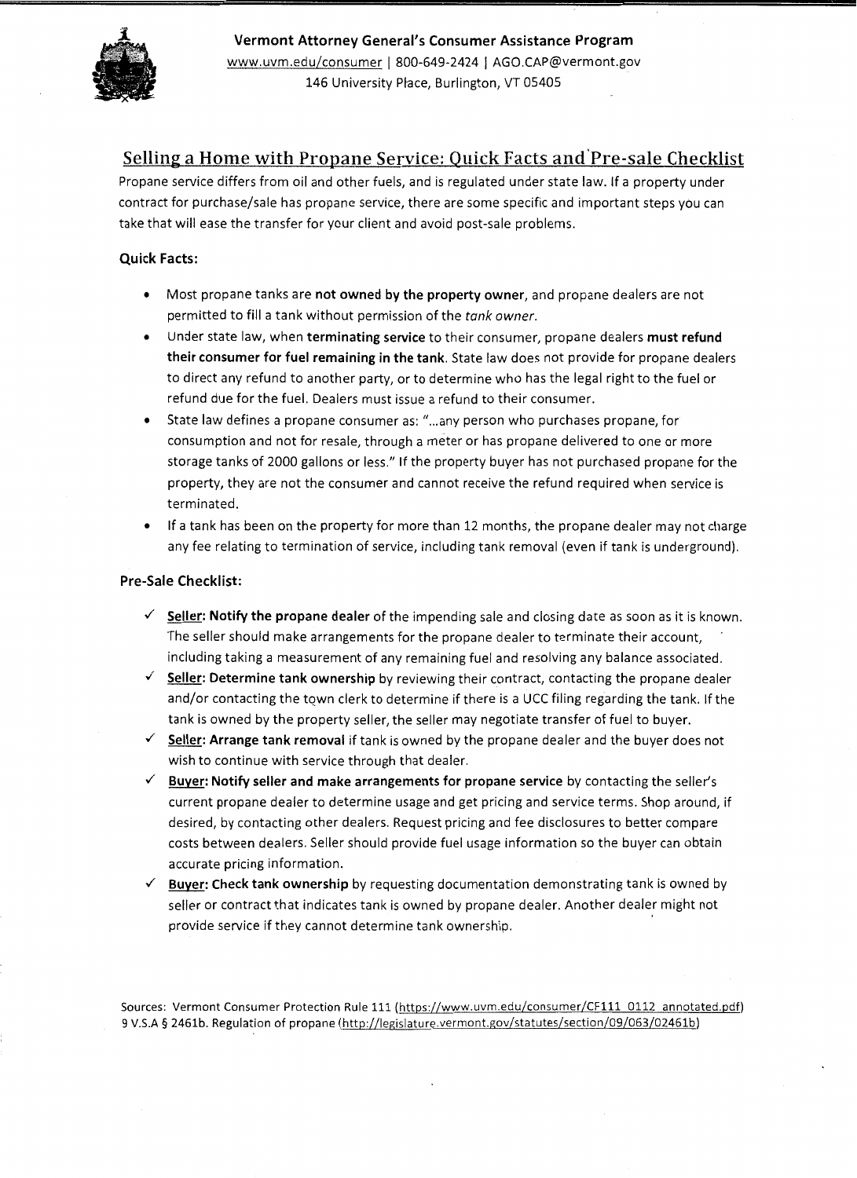**Vermont Attorney General's Consumer Assistance Program**
www.uvm.edu/consumer | 800-649-2424 | AGO.CAP@vermont.gov
146 University Place, Burlington, VT 05405

# Selling a Home with Propane Service: Quick Facts and Pre-sale Checklist

Propane service differs from oil and other fuels, and is regulated under state law. If a property under contract for purchase/sale has propane service, there are some specific and important steps you can take that will ease the transfer for your client and avoid post-sale problems.

### Quick Facts:

- Most propane tanks are **not owned by the property owner**, and propane dealers are not permitted to fill a tank without permission of the *tank owner*.
- Under state law, when **terminating service** to their consumer, propane dealers **must refund their consumer for fuel remaining in the tank**. State law does not provide for propane dealers to direct any refund to another party, or to determine who has the legal right to the fuel or refund due for the fuel. Dealers must issue a refund to their consumer.
- State law defines a propane consumer as: "...any person who purchases propane, for consumption and not for resale, through a meter or has propane delivered to one or more storage tanks of 2000 gallons or less." If the property buyer has not purchased propane for the property, they are not the consumer and cannot receive the refund required when service is terminated.
- If a tank has been on the property for more than 12 months, the propane dealer may not charge any fee relating to termination of service, including tank removal (even if tank is underground).

### Pre-Sale Checklist:

- ✓ **Seller: Notify the propane dealer** of the impending sale and closing date as soon as it is known. The seller should make arrangements for the propane dealer to terminate their account, including taking a measurement of any remaining fuel and resolving any balance associated.
- ✓ **Seller: Determine tank ownership** by reviewing their contract, contacting the propane dealer and/or contacting the town clerk to determine if there is a UCC filing regarding the tank. If the tank is owned by the property seller, the seller may negotiate transfer of fuel to buyer.
- ✓ **Seller: Arrange tank removal** if tank is owned by the propane dealer and the buyer does not wish to continue with service through that dealer.
- ✓ **Buyer: Notify seller and make arrangements for propane service** by contacting the seller's current propane dealer to determine usage and get pricing and service terms. Shop around, if desired, by contacting other dealers. Request pricing and fee disclosures to better compare costs between dealers. Seller should provide fuel usage information so the buyer can obtain accurate pricing information.
- ✓ **Buyer: Check tank ownership** by requesting documentation demonstrating tank is owned by seller or contract that indicates tank is owned by propane dealer. Another dealer might not provide service if they cannot determine tank ownership.

Sources: Vermont Consumer Protection Rule 111 (https://www.uvm.edu/consumer/CF111_0112_annotated.pdf)
9 V.S.A § 2461b. Regulation of propane (http://legislature.vermont.gov/statutes/section/09/063/02461b)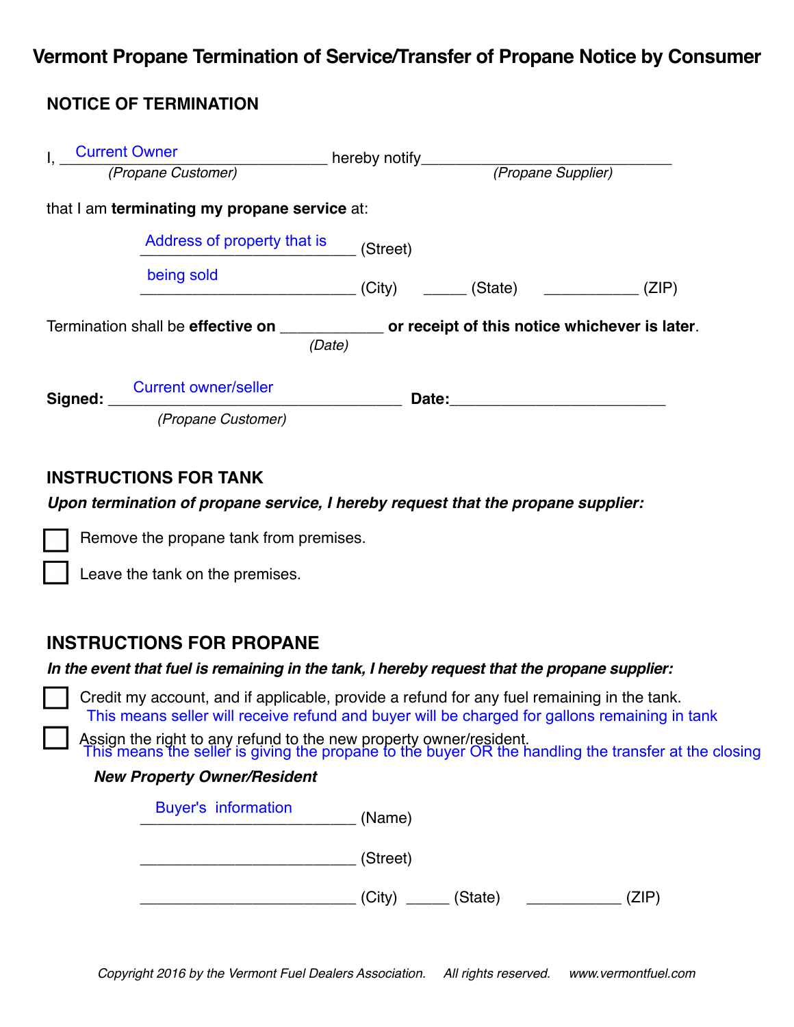# Vermont Propane Termination of Service/Transfer of Propane Notice by Consumer

## NOTICE OF TERMINATION

I, Current Owner ______________________ hereby notify ______________________________
*(Propane Customer)* *(Propane Supplier)*

that I am **terminating my propane service** at:

Address of property that is ______________________ (Street)

being sold ______________________ (City) _____ (State) ___________ (ZIP)

Termination shall be **effective on** ____________ **or receipt of this notice whichever is later**.
*(Date)*

**Signed:** Current owner/seller ______________________________ **Date:**________________________
*(Propane Customer)*

## INSTRUCTIONS FOR TANK

***Upon termination of propane service, I hereby request that the propane supplier:***

- ☐ Remove the propane tank from premises.
- ☐ Leave the tank on the premises.

## INSTRUCTIONS FOR PROPANE

***In the event that fuel is remaining in the tank, I hereby request that the propane supplier:***

- ☐ Credit my account, and if applicable, provide a refund for any fuel remaining in the tank.
  This means seller will receive refund and buyer will be charged for gallons remaining in tank
- ☐ Assign the right to any refund to the new property owner/resident.
  This means the seller is giving the propane to the buyer OR the handling the transfer at the closing

***New Property Owner/Resident***

Buyer's information ______________________ (Name)

______________________ (Street)

______________________ (City) _____ (State) ___________ (ZIP)

*Copyright 2016 by the Vermont Fuel Dealers Association. All rights reserved. www.vermontfuel.com*